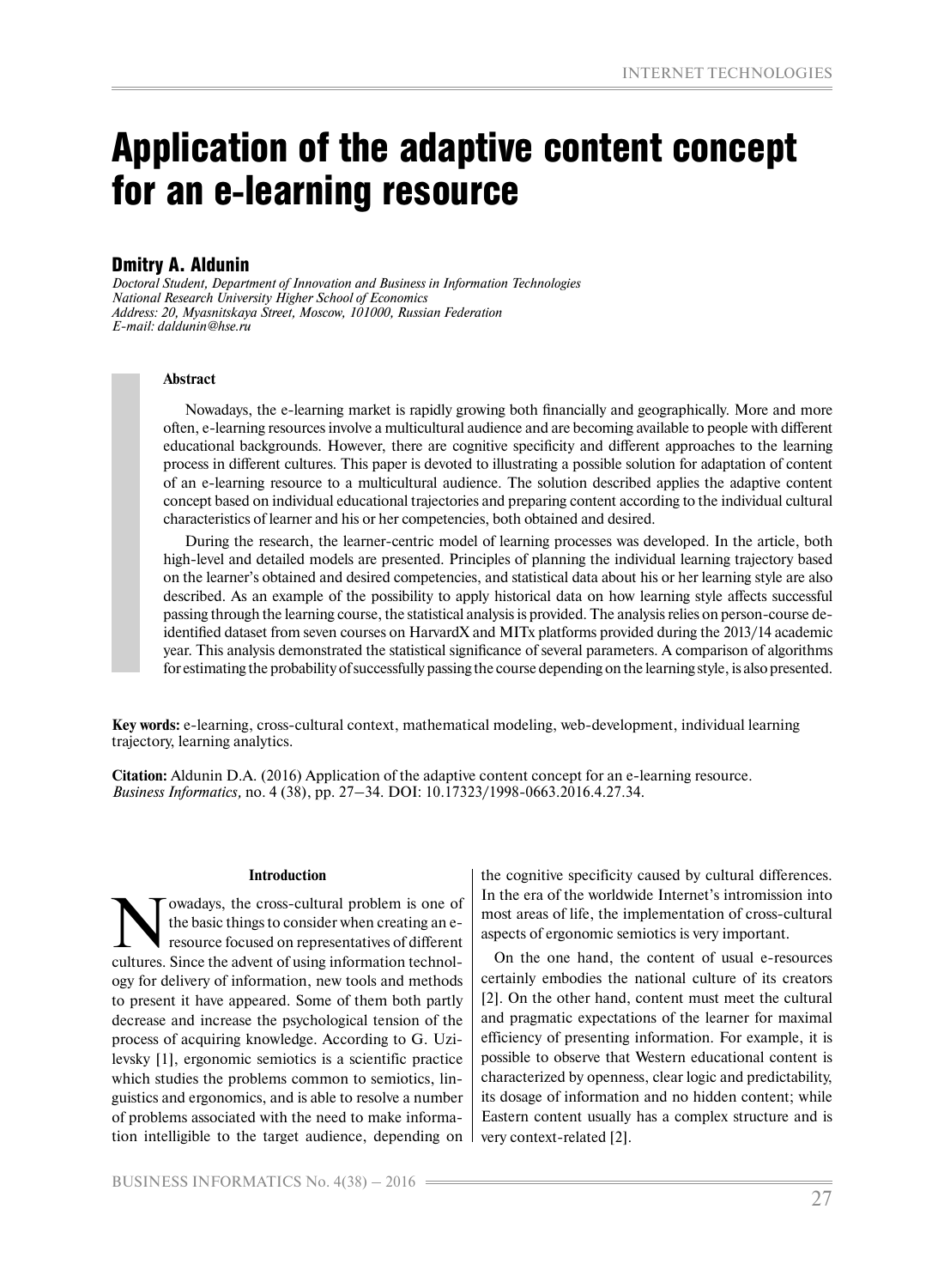# Application of the adaptive content concept for an e-learning resource

## Dmitry A. Aldunin

*Doctoral Student, Department of Innovation and Business in Information Technologies*
*National Research University Higher School of Economics*
*Address: 20, Myasnitskaya Street, Moscow, 101000, Russian Federation*
*E-mail: daldunin@hse.ru*

**Abstract**

Nowadays, the e-learning market is rapidly growing both financially and geographically. More and more often, e-learning resources involve a multicultural audience and are becoming available to people with different educational backgrounds. However, there are cognitive specificity and different approaches to the learning process in different cultures. This paper is devoted to illustrating a possible solution for adaptation of content of an e-learning resource to a multicultural audience. The solution described applies the adaptive content concept based on individual educational trajectories and preparing content according to the individual cultural characteristics of learner and his or her competencies, both obtained and desired.

During the research, the learner-centric model of learning processes was developed. In the article, both high-level and detailed models are presented. Principles of planning the individual learning trajectory based on the learner's obtained and desired competencies, and statistical data about his or her learning style are also described. As an example of the possibility to apply historical data on how learning style affects successful passing through the learning course, the statistical analysis is provided. The analysis relies on person-course de-identified dataset from seven courses on HarvardX and MITx platforms provided during the 2013/14 academic year. This analysis demonstrated the statistical significance of several parameters. A comparison of algorithms for estimating the probability of successfully passing the course depending on the learning style, is also presented.

**Key words:** e-learning, cross-cultural context, mathematical modeling, web-development, individual learning trajectory, learning analytics.

**Citation:** Aldunin D.A. (2016) Application of the adaptive content concept for an e-learning resource. *Business Informatics,* no. 4 (38), pp. 27–34. DOI: 10.17323/1998-0663.2016.4.27.34.

### Introduction

Nowadays, the cross-cultural problem is one of the basic things to consider when creating an e-resource focused on representatives of different cultures. Since the advent of using information technology for delivery of information, new tools and methods to present it have appeared. Some of them both partly decrease and increase the psychological tension of the process of acquiring knowledge. According to G. Uzilevsky [1], ergonomic semiotics is a scientific practice which studies the problems common to semiotics, linguistics and ergonomics, and is able to resolve a number of problems associated with the need to make information intelligible to the target audience, depending on the cognitive specificity caused by cultural differences. In the era of the worldwide Internet's intromission into most areas of life, the implementation of cross-cultural aspects of ergonomic semiotics is very important.

On the one hand, the content of usual e-resources certainly embodies the national culture of its creators [2]. On the other hand, content must meet the cultural and pragmatic expectations of the learner for maximal efficiency of presenting information. For example, it is possible to observe that Western educational content is characterized by openness, clear logic and predictability, its dosage of information and no hidden content; while Eastern content usually has a complex structure and is very context-related [2].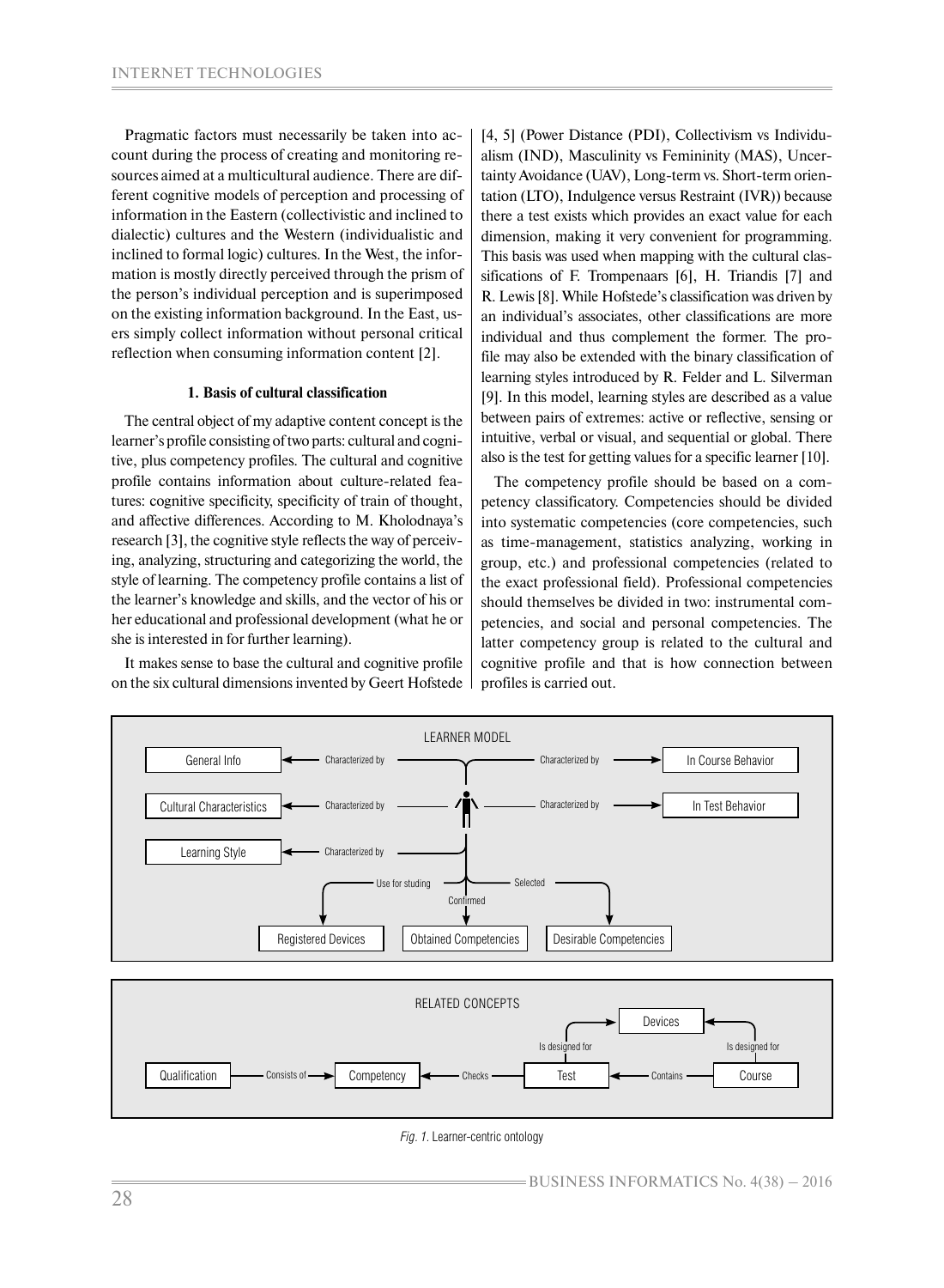Pragmatic factors must necessarily be taken into account during the process of creating and monitoring resources aimed at a multicultural audience. There are different cognitive models of perception and processing of information in the Eastern (collectivistic and inclined to dialectic) cultures and the Western (individualistic and inclined to formal logic) cultures. In the West, the information is mostly directly perceived through the prism of the person's individual perception and is superimposed on the existing information background. In the East, users simply collect information without personal critical reflection when consuming information content [2].

## 1. Basis of cultural classification

The central object of my adaptive content concept is the learner's profile consisting of two parts: cultural and cognitive, plus competency profiles. The cultural and cognitive profile contains information about culture-related features: cognitive specificity, specificity of train of thought, and affective differences. According to M. Kholodnaya's research [3], the cognitive style reflects the way of perceiving, analyzing, structuring and categorizing the world, the style of learning. The competency profile contains a list of the learner's knowledge and skills, and the vector of his or her educational and professional development (what he or she is interested in for further learning).

It makes sense to base the cultural and cognitive profile on the six cultural dimensions invented by Geert Hofstede [4, 5] (Power Distance (PDI), Collectivism vs Individualism (IND), Masculinity vs Femininity (MAS), Uncertainty Avoidance (UAV), Long-term vs. Short-term orientation (LTO), Indulgence versus Restraint (IVR)) because there a test exists which provides an exact value for each dimension, making it very convenient for programming. This basis was used when mapping with the cultural classifications of F. Trompenaars [6], H. Triandis [7] and R. Lewis [8]. While Hofstede's classification was driven by an individual's associates, other classifications are more individual and thus complement the former. The profile may also be extended with the binary classification of learning styles introduced by R. Felder and L. Silverman [9]. In this model, learning styles are described as a value between pairs of extremes: active or reflective, sensing or intuitive, verbal or visual, and sequential or global. There also is the test for getting values for a specific learner [10].

The competency profile should be based on a competency classificatory. Competencies should be divided into systematic competencies (core competencies, such as time-management, statistics analyzing, working in group, etc.) and professional competencies (related to the exact professional field). Professional competencies should themselves be divided in two: instrumental competencies, and social and personal competencies. The latter competency group is related to the cultural and cognitive profile and that is how connection between profiles is carried out.

LEARNER MODEL

General Info ← Characterized by — Learner — Characterized by → In Course Behavior

Cultural Characteristics ← Characterized by — Learner — Characterized by → In Test Behavior

Learning Style ← Characterized by — Learner

Learner — Use for studing → Registered Devices

Learner — Confirmed → Obtained Competencies

Learner — Selected → Desirable Competencies

RELATED CONCEPTS

Qualification — Consists of → Competency ← Checks — Test ← Contains — Course

Test — Is designed for → Devices ← Is designed for — Course

*Fig. 1.* Learner-centric ontology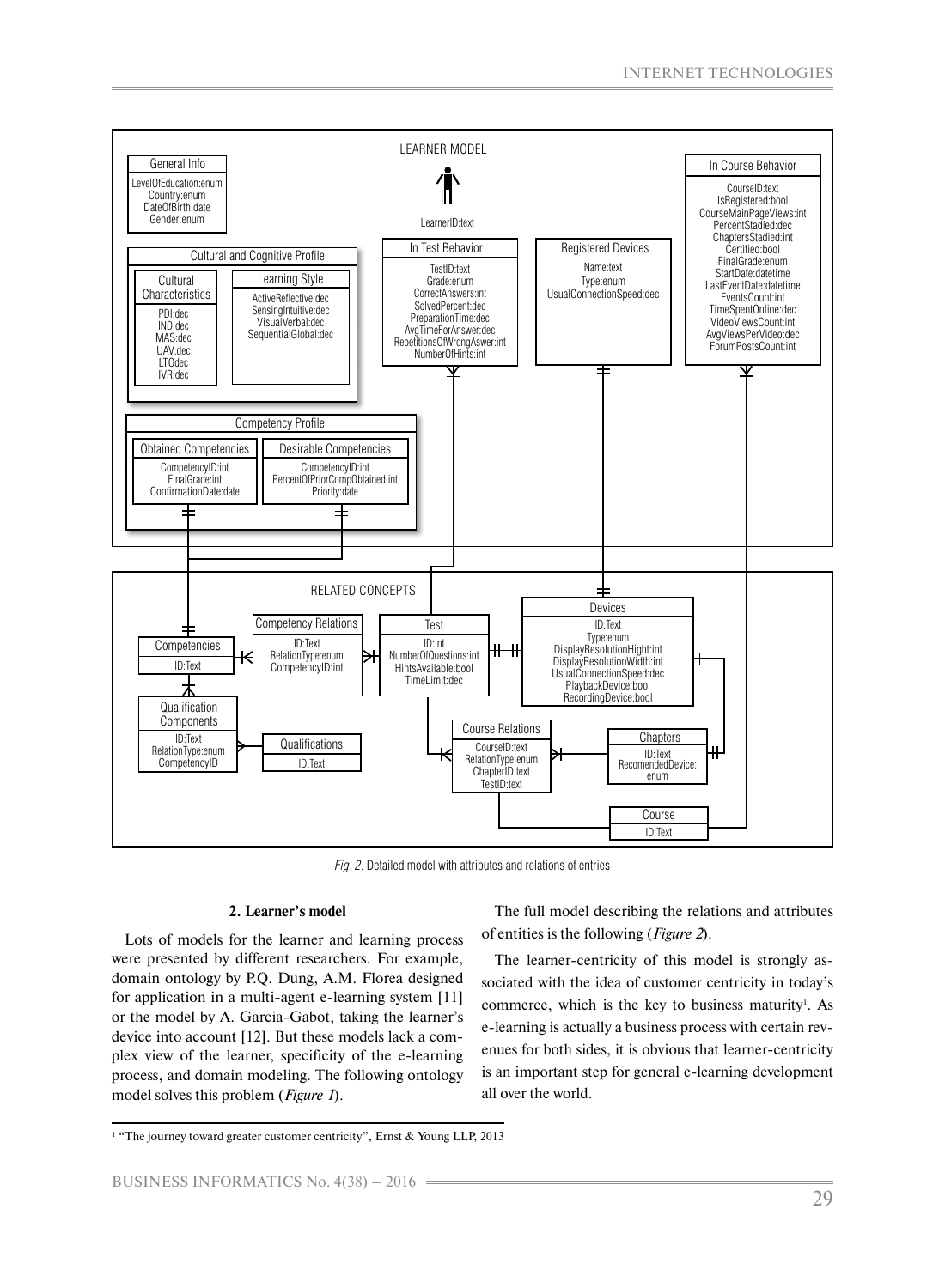*Fig. 2.* Detailed model with attributes and relations of entries

## 2. Learner's model

Lots of models for the learner and learning process were presented by different researchers. For example, domain ontology by P.Q. Dung, A.M. Florea designed for application in a multi-agent e-learning system [11] or the model by A. Garcia-Gabot, taking the learner's device into account [12]. But these models lack a complex view of the learner, specificity of the e-learning process, and domain modeling. The following ontology model solves this problem (*Figure 1*).

The full model describing the relations and attributes of entities is the following (*Figure 2*).

The learner-centricity of this model is strongly associated with the idea of customer centricity in today's commerce, which is the key to business maturity[1]. As e-learning is actually a business process with certain revenues for both sides, it is obvious that learner-centricity is an important step for general e-learning development all over the world.

---

[1] "The journey toward greater customer centricity", Ernst & Young LLP, 2013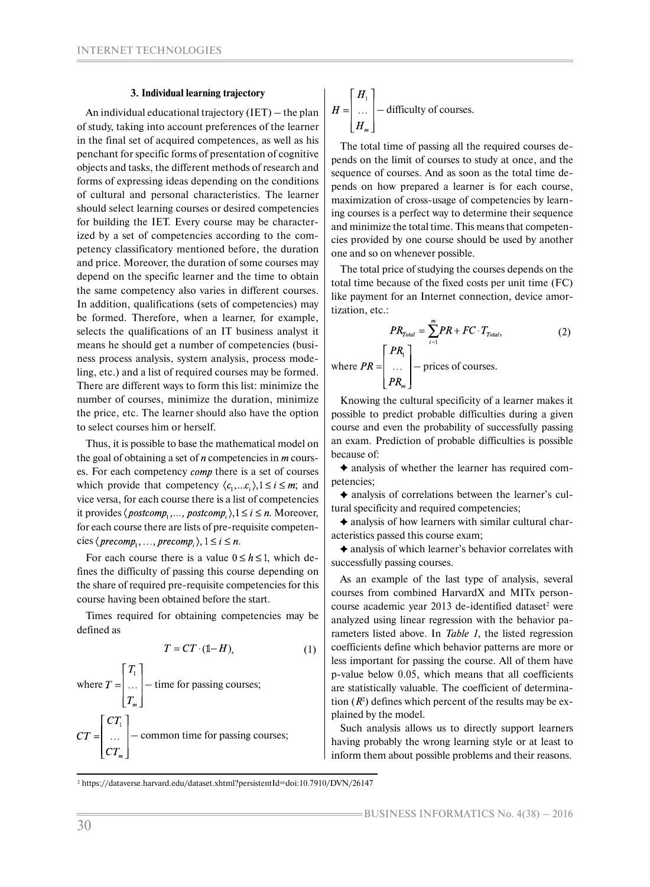### 3. Individual learning trajectory

An individual educational trajectory (IET) – the plan of study, taking into account preferences of the learner in the final set of acquired competences, as well as his penchant for specific forms of presentation of cognitive objects and tasks, the different methods of research and forms of expressing ideas depending on the conditions of cultural and personal characteristics. The learner should select learning courses or desired competencies for building the IET. Every course may be characterized by a set of competencies according to the competency classificatory mentioned before, the duration and price. Moreover, the duration of some courses may depend on the specific learner and the time to obtain the same competency also varies in different courses. In addition, qualifications (sets of competencies) may be formed. Therefore, when a learner, for example, selects the qualifications of an IT business analyst it means he should get a number of competencies (business process analysis, system analysis, process modeling, etc.) and a list of required courses may be formed. There are different ways to form this list: minimize the number of courses, minimize the duration, minimize the price, etc. The learner should also have the option to select courses him or herself.

Thus, it is possible to base the mathematical model on the goal of obtaining a set of $n$ competencies in $m$ courses. For each competency $comp$ there is a set of courses which provide that competency $\langle c_1,...c_i \rangle, 1 \le i \le m$; and vice versa, for each course there is a list of competencies it provides $\langle postcomp_1,..., postcomp_i \rangle, 1 \le i \le n$. Moreover, for each course there are lists of pre-requisite competencies $\langle precomp_1, \ldots, precomp_i \rangle, 1 \le i \le n$.

For each course there is a value $0 \le h \le 1$, which defines the difficulty of passing this course depending on the share of required pre-requisite competencies for this course having been obtained before the start.

Times required for obtaining competencies may be defined as

$$T = CT \cdot (\mathbb{1} - H), \tag{1}$$

where $T = \begin{bmatrix} T_1 \\ \ldots \\ T_m \end{bmatrix}$ – time for passing courses;

$CT = \begin{bmatrix} CT_1 \\ \ldots \\ CT_m \end{bmatrix}$ – common time for passing courses;

$H = \begin{bmatrix} H_1 \\ \ldots \\ H_m \end{bmatrix}$ – difficulty of courses.

The total time of passing all the required courses depends on the limit of courses to study at once, and the sequence of courses. And as soon as the total time depends on how prepared a learner is for each course, maximization of cross-usage of competencies by learning courses is a perfect way to determine their sequence and minimize the total time. This means that competencies provided by one course should be used by another one and so on whenever possible.

The total price of studying the courses depends on the total time because of the fixed costs per unit time (FC) like payment for an Internet connection, device amortization, etc.:

$$PR_{Total} = \sum_{i=1}^{m} PR + FC \cdot T_{Total}, \tag{2}$$

where $PR = \begin{bmatrix} PR_1 \\ \ldots \\ PR_m \end{bmatrix}$ – prices of courses.

Knowing the cultural specificity of a learner makes it possible to predict probable difficulties during a given course and even the probability of successfully passing an exam. Prediction of probable difficulties is possible because of:

- analysis of whether the learner has required competencies;
- analysis of correlations between the learner's cultural specificity and required competencies;
- analysis of how learners with similar cultural characteristics passed this course exam;
- analysis of which learner's behavior correlates with successfully passing courses.

As an example of the last type of analysis, several courses from combined HarvardX and MITx person-course academic year 2013 de-identified dataset[2] were analyzed using linear regression with the behavior parameters listed above. In *Table 1*, the listed regression coefficients define which behavior patterns are more or less important for passing the course. All of them have p-value below 0.05, which means that all coefficients are statistically valuable. The coefficient of determination ($R^2$) defines which percent of the results may be explained by the model.

Such analysis allows us to directly support learners having probably the wrong learning style or at least to inform them about possible problems and their reasons.

[2] https://dataverse.harvard.edu/dataset.xhtml?persistentId=doi:10.7910/DVN/26147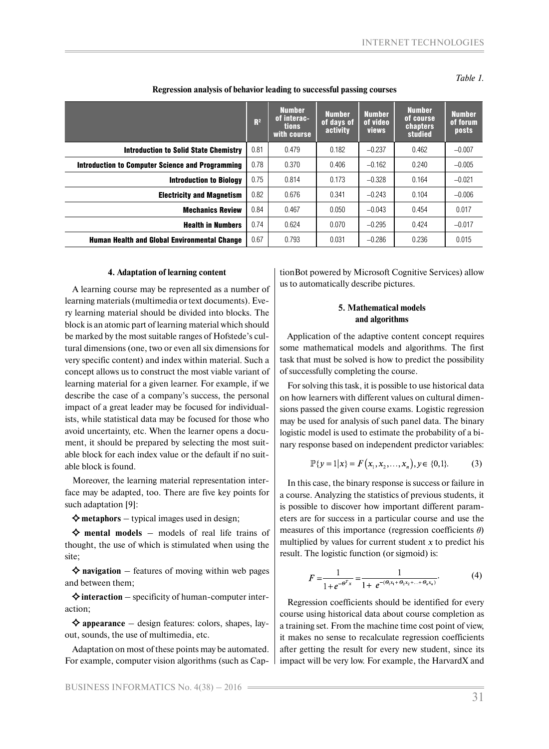*Table 1.*

**Regression analysis of behavior leading to successful passing courses**

| | $R^2$ | Number of interactions with course | Number of days of activity | Number of video views | Number of course chapters studied | Number of forum posts |
|---|---|---|---|---|---|---|
| **Introduction to Solid State Chemistry** | 0.81 | 0.479 | 0.182 | –0.237 | 0.462 | –0.007 |
| **Introduction to Computer Science and Programming** | 0.78 | 0.370 | 0.406 | –0.162 | 0.240 | –0.005 |
| **Introduction to Biology** | 0.75 | 0.814 | 0.173 | –0.328 | 0.164 | –0.021 |
| **Electricity and Magnetism** | 0.82 | 0.676 | 0.341 | –0.243 | 0.104 | –0.006 |
| **Mechanics Review** | 0.84 | 0.467 | 0.050 | –0.043 | 0.454 | 0.017 |
| **Health in Numbers** | 0.74 | 0.624 | 0.070 | –0.295 | 0.424 | –0.017 |
| **Human Health and Global Environmental Change** | 0.67 | 0.793 | 0.031 | –0.286 | 0.236 | 0.015 |

### 4. Adaptation of learning content

A learning course may be represented as a number of learning materials (multimedia or text documents). Every learning material should be divided into blocks. The block is an atomic part of learning material which should be marked by the most suitable ranges of Hofstede's cultural dimensions (one, two or even all six dimensions for very specific content) and index within material. Such a concept allows us to construct the most viable variant of learning material for a given learner. For example, if we describe the case of a company's success, the personal impact of a great leader may be focused for individualists, while statistical data may be focused for those who avoid uncertainty, etc. When the learner opens a document, it should be prepared by selecting the most suitable block for each index value or the default if no suitable block is found.

Moreover, the learning material representation interface may be adapted, too. There are five key points for such adaptation [9]:

✧ **metaphors** – typical images used in design;

✧ **mental models** – models of real life trains of thought, the use of which is stimulated when using the site;

✧ **navigation** – features of moving within web pages and between them;

✧ **interaction** – specificity of human-computer interaction;

✧ **appearance** – design features: colors, shapes, layout, sounds, the use of multimedia, etc.

Adaptation on most of these points may be automated. For example, computer vision algorithms (such as CaptionBot powered by Microsoft Cognitive Services) allow us to automatically describe pictures.

### 5. Mathematical models and algorithms

Application of the adaptive content concept requires some mathematical models and algorithms. The first task that must be solved is how to predict the possibility of successfully completing the course.

For solving this task, it is possible to use historical data on how learners with different values on cultural dimensions passed the given course exams. Logistic regression may be used for analysis of such panel data. The binary logistic model is used to estimate the probability of a binary response based on independent predictor variables:

$$\mathbb{P}\{y=1|x\} = F\left(x_1, x_2, \ldots, x_n\right), y \in \{0,1\}. \tag{3}$$

In this case, the binary response is success or failure in a course. Analyzing the statistics of previous students, it is possible to discover how important different parameters are for success in a particular course and use the measures of this importance (regression coefficients $\theta$) multiplied by values for current student $x$ to predict his result. The logistic function (or sigmoid) is:

$$F = \frac{1}{1+e^{-\theta^T x}} = \frac{1}{1+\ e^{-(\theta_1 x_1 + \theta_2 x_2 + \ldots + \theta_n x_n)}}. \tag{4}$$

Regression coefficients should be identified for every course using historical data about course completion as a training set. From the machine time cost point of view, it makes no sense to recalculate regression coefficients after getting the result for every new student, since its impact will be very low. For example, the HarvardX and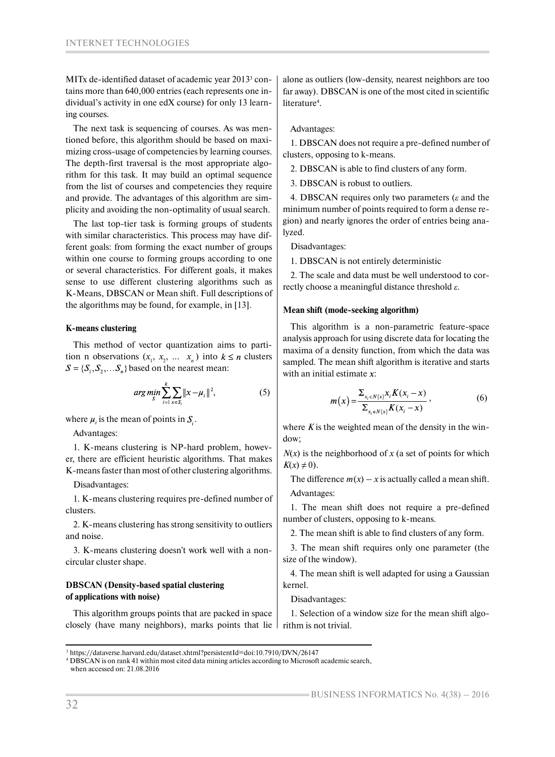MITx de-identified dataset of academic year 2013[3] contains more than 640,000 entries (each represents one individual's activity in one edX course) for only 13 learning courses.

The next task is sequencing of courses. As was mentioned before, this algorithm should be based on maximizing cross-usage of competencies by learning courses. The depth-first traversal is the most appropriate algorithm for this task. It may build an optimal sequence from the list of courses and competencies they require and provide. The advantages of this algorithm are simplicity and avoiding the non-optimality of usual search.

The last top-tier task is forming groups of students with similar characteristics. This process may have different goals: from forming the exact number of groups within one course to forming groups according to one or several characteristics. For different goals, it makes sense to use different clustering algorithms such as K-Means, DBSCAN or Mean shift. Full descriptions of the algorithms may be found, for example, in [13].

**K-means clustering**

This method of vector quantization aims to partition n observations ($x_1$, $x_2$, ... $x_n$) into $k \leq n$ clusters $S = \{S_1, S_2, \ldots S_n\}$ based on the nearest mean:

$$arg\min_S \sum_{i=1}^{k} \sum_{x \in S_i} \|x - \mu_i\|^2, \tag{5}$$

where $\mu_i$ is the mean of points in $S_i$.

Advantages:

1. K-means clustering is NP-hard problem, however, there are efficient heuristic algorithms. That makes K-means faster than most of other clustering algorithms.

Disadvantages:

1. K-means clustering requires pre-defined number of clusters.

2. K-means clustering has strong sensitivity to outliers and noise.

3. K-means clustering doesn't work well with a non-circular cluster shape.

**DBSCAN (Density-based spatial clustering of applications with noise)**

This algorithm groups points that are packed in space closely (have many neighbors), marks points that lie alone as outliers (low-density, nearest neighbors are too far away). DBSCAN is one of the most cited in scientific literature[4].

Advantages:

1. DBSCAN does not require a pre-defined number of clusters, opposing to k-means.

2. DBSCAN is able to find clusters of any form.

3. DBSCAN is robust to outliers.

4. DBSCAN requires only two parameters ($\varepsilon$ and the minimum number of points required to form a dense region) and nearly ignores the order of entries being analyzed.

Disadvantages:

1. DBSCAN is not entirely deterministic

2. The scale and data must be well understood to correctly choose a meaningful distance threshold $\varepsilon$.

**Mean shift (mode-seeking algorithm)**

This algorithm is a non-parametric feature-space analysis approach for using discrete data for locating the maxima of a density function, from which the data was sampled. The mean shift algorithm is iterative and starts with an initial estimate $x$:

$$m(x) = \frac{\Sigma_{x_i \in N(x)} x_i K(x_i - x)}{\Sigma_{x_i \in N(x)} K(x_i - x)}, \tag{6}$$

where $K$ is the weighted mean of the density in the window;

$N(x)$ is the neighborhood of $x$ (a set of points for which $K(x) \neq 0$).

The difference $m(x) - x$ is actually called a mean shift.

Advantages:

1. The mean shift does not require a pre-defined number of clusters, opposing to k-means.

2. The mean shift is able to find clusters of any form.

3. The mean shift requires only one parameter (the size of the window).

4. The mean shift is well adapted for using a Gaussian kernel.

Disadvantages:

1. Selection of a window size for the mean shift algorithm is not trivial.

---

[3] https://dataverse.harvard.edu/dataset.xhtml?persistentId=doi:10.7910/DVN/26147

[4] DBSCAN is on rank 41 within most cited data mining articles according to Microsoft academic search, when accessed on: 21.08.2016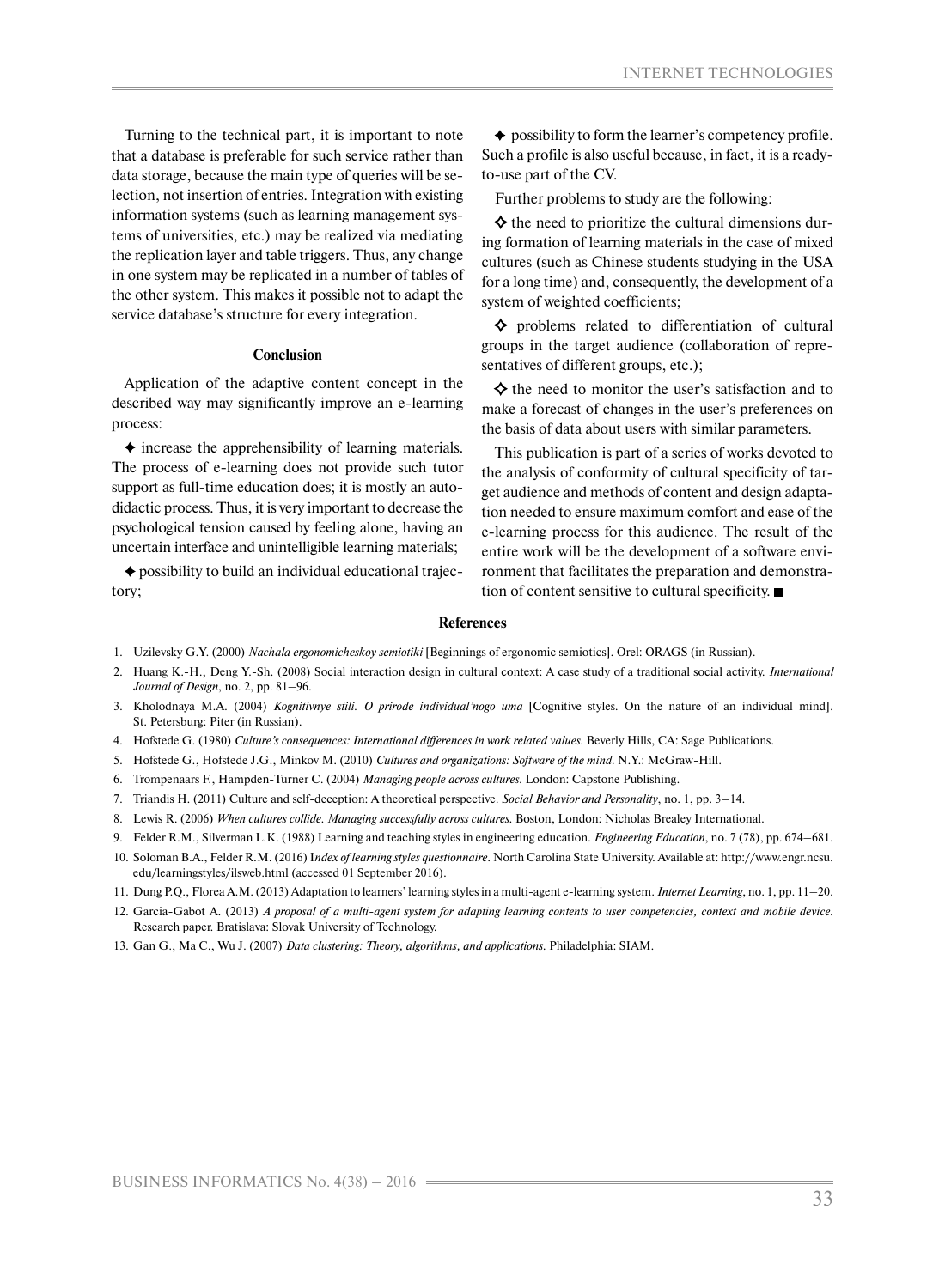Turning to the technical part, it is important to note that a database is preferable for such service rather than data storage, because the main type of queries will be selection, not insertion of entries. Integration with existing information systems (such as learning management systems of universities, etc.) may be realized via mediating the replication layer and table triggers. Thus, any change in one system may be replicated in a number of tables of the other system. This makes it possible not to adapt the service database's structure for every integration.

## Conclusion

Application of the adaptive content concept in the described way may significantly improve an e-learning process:

✦ increase the apprehensibility of learning materials. The process of e-learning does not provide such tutor support as full-time education does; it is mostly an autodidactic process. Thus, it is very important to decrease the psychological tension caused by feeling alone, having an uncertain interface and unintelligible learning materials;

✦ possibility to build an individual educational trajectory;

✦ possibility to form the learner's competency profile. Such a profile is also useful because, in fact, it is a ready-to-use part of the CV.

Further problems to study are the following:

✧ the need to prioritize the cultural dimensions during formation of learning materials in the case of mixed cultures (such as Chinese students studying in the USA for a long time) and, consequently, the development of a system of weighted coefficients;

✧ problems related to differentiation of cultural groups in the target audience (collaboration of representatives of different groups, etc.);

✧ the need to monitor the user's satisfaction and to make a forecast of changes in the user's preferences on the basis of data about users with similar parameters.

This publication is part of a series of works devoted to the analysis of conformity of cultural specificity of target audience and methods of content and design adaptation needed to ensure maximum comfort and ease of the e-learning process for this audience. The result of the entire work will be the development of a software environment that facilitates the preparation and demonstration of content sensitive to cultural specificity. ■

## References

1. Uzilevsky G.Y. (2000) *Nachala ergonomicheskoy semiotiki* [Beginnings of ergonomic semiotics]. Orel: ORAGS (in Russian).
2. Huang K.-H., Deng Y.-Sh. (2008) Social interaction design in cultural context: A case study of a traditional social activity. *International Journal of Design*, no. 2, pp. 81–96.
3. Kholodnaya M.A. (2004) *Kognitivnye stili. O prirode individual'nogo uma* [Cognitive styles. On the nature of an individual mind]. St. Petersburg: Piter (in Russian).
4. Hofstede G. (1980) *Culture's consequences: International differences in work related values.* Beverly Hills, CA: Sage Publications.
5. Hofstede G., Hofstede J.G., Minkov M. (2010) *Cultures and organizations: Software of the mind*. N.Y.: McGraw-Hill.
6. Trompenaars F., Hampden-Turner C. (2004) *Managing people across cultures.* London: Capstone Publishing.
7. Triandis H. (2011) Culture and self-deception: A theoretical perspective. *Social Behavior and Personality*, no. 1, pp. 3–14.
8. Lewis R. (2006) *When cultures collide. Managing successfully across cultures.* Boston, London: Nicholas Brealey International.
9. Felder R.M., Silverman L.K. (1988) Learning and teaching styles in engineering education. *Engineering Education*, no. 7 (78), pp. 674–681.
10. Soloman B.A., Felder R.M. (2016) *Index of learning styles questionnaire*. North Carolina State University. Available at: http://www.engr.ncsu.edu/learningstyles/ilsweb.html (accessed 01 September 2016).
11. Dung P.Q., Florea A.M. (2013) Adaptation to learners' learning styles in a multi-agent e-learning system. *Internet Learning*, no. 1, pp. 11–20.
12. Garcia-Gabot A. (2013) *A proposal of a multi-agent system for adapting learning contents to user competencies, context and mobile device.* Research paper. Bratislava: Slovak University of Technology.
13. Gan G., Ma C., Wu J. (2007) *Data clustering: Theory, algorithms, and applications.* Philadelphia: SIAM.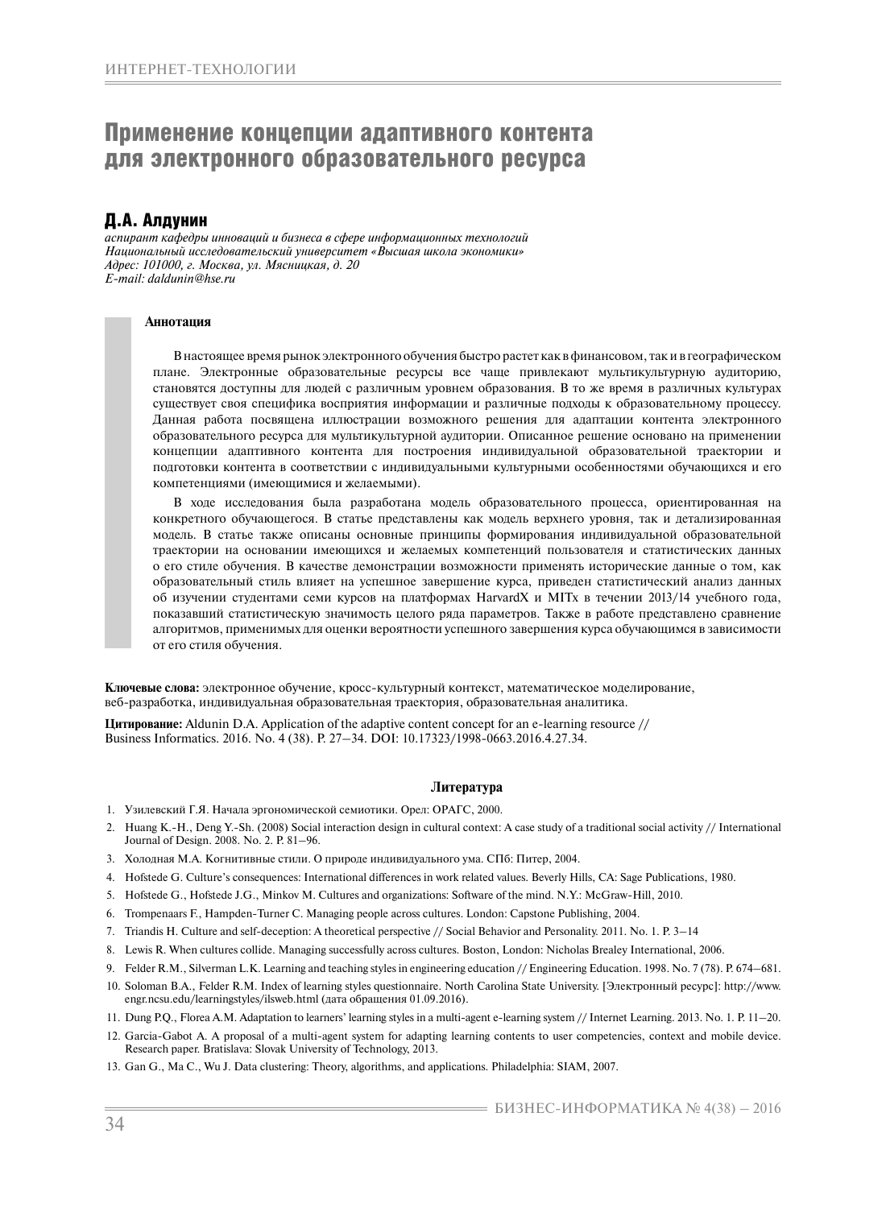# Применение концепции адаптивного контента для электронного образовательного ресурса

## Д.А. Алдунин

*аспирант кафедры инноваций и бизнеса в сфере информационных технологий*
*Национальный исследовательский университет «Высшая школа экономики»*
*Адрес: 101000, г. Москва, ул. Мясницкая, д. 20*
*E-mail: daldunin@hse.ru*

### Аннотация

В настоящее время рынок электронного обучения быстро растет как в финансовом, так и в географическом плане. Электронные образовательные ресурсы все чаще привлекают мультикультурную аудиторию, становятся доступны для людей с различным уровнем образования. В то же время в различных культурах существует своя специфика восприятия информации и различные подходы к образовательному процессу. Данная работа посвящена иллюстрации возможного решения для адаптации контента электронного образовательного ресурса для мультикультурной аудитории. Описанное решение основано на применении концепции адаптивного контента для построения индивидуальной образовательной траектории и подготовки контента в соответствии с индивидуальными культурными особенностями обучающихся и его компетенциями (имеющимися и желаемыми).

В ходе исследования была разработана модель образовательного процесса, ориентированная на конкретного обучающегося. В статье представлены как модель верхнего уровня, так и детализированная модель. В статье также описаны основные принципы формирования индивидуальной образовательной траектории на основании имеющихся и желаемых компетенций пользователя и статистических данных о его стиле обучения. В качестве демонстрации возможности применять исторические данные о том, как образовательный стиль влияет на успешное завершение курса, приведен статистический анализ данных об изучении студентами семи курсов на платформах HarvardX и MITx в течении 2013/14 учебного года, показавший статистическую значимость целого ряда параметров. Также в работе представлено сравнение алгоритмов, применимых для оценки вероятности успешного завершения курса обучающимся в зависимости от его стиля обучения.

**Ключевые слова:** электронное обучение, кросс-культурный контекст, математическое моделирование, веб-разработка, индивидуальная образовательная траектория, образовательная аналитика.

**Цитирование:** Aldunin D.A. Application of the adaptive content concept for an e-learning resource // Business Informatics. 2016. No. 4 (38). P. 27–34. DOI: 10.17323/1998-0663.2016.4.27.34.

### Литература

1. Узилевский Г.Я. Начала эргономической семиотики. Орел: ОРАГС, 2000.
2. Huang K.-H., Deng Y.-Sh. (2008) Social interaction design in cultural context: A case study of a traditional social activity // International Journal of Design. 2008. No. 2. P. 81–96.
3. Холодная М.А. Когнитивные стили. О природе индивидуального ума. СПб: Питер, 2004.
4. Hofstede G. Culture's consequences: International differences in work related values. Beverly Hills, CA: Sage Publications, 1980.
5. Hofstede G., Hofstede J.G., Minkov M. Cultures and organizations: Software of the mind. N.Y.: McGraw-Hill, 2010.
6. Trompenaars F., Hampden-Turner C. Managing people across cultures. London: Capstone Publishing, 2004.
7. Triandis H. Culture and self-deception: A theoretical perspective // Social Behavior and Personality. 2011. No. 1. P. 3–14
8. Lewis R. When cultures collide. Managing successfully across cultures. Boston, London: Nicholas Brealey International, 2006.
9. Felder R.M., Silverman L.K. Learning and teaching styles in engineering education // Engineering Education. 1998. No. 7 (78). P. 674–681.
10. Soloman B.A., Felder R.M. Index of learning styles questionnaire. North Carolina State University. [Электронный ресурс]: http://www.engr.ncsu.edu/learningstyles/ilsweb.html (дата обращения 01.09.2016).
11. Dung P.Q., Florea A.M. Adaptation to learners' learning styles in a multi-agent e-learning system // Internet Learning. 2013. No. 1. P. 11–20.
12. Garcia-Gabot A. A proposal of a multi-agent system for adapting learning contents to user competencies, context and mobile device. Research paper. Bratislava: Slovak University of Technology, 2013.
13. Gan G., Ma C., Wu J. Data clustering: Theory, algorithms, and applications. Philadelphia: SIAM, 2007.